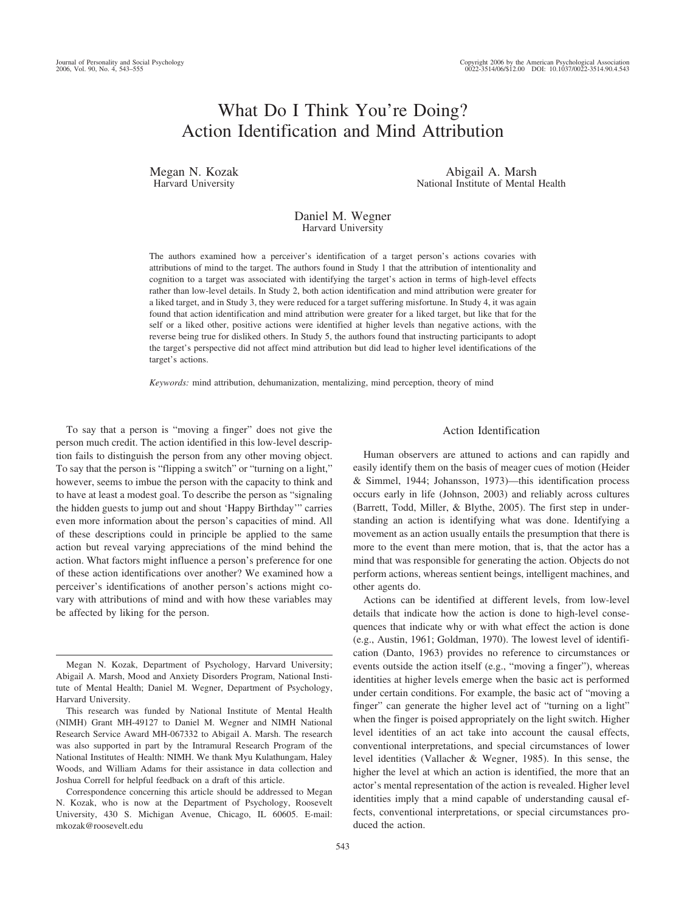# What Do I Think You're Doing? Action Identification and Mind Attribution

Megan N. Kozak
Harvard University

Abigail A. Marsh
National Institute of Mental Health

Daniel M. Wegner
Harvard University

The authors examined how a perceiver's identification of a target person's actions covaries with attributions of mind to the target. The authors found in Study 1 that the attribution of intentionality and cognition to a target was associated with identifying the target's action in terms of high-level effects rather than low-level details. In Study 2, both action identification and mind attribution were greater for a liked target, and in Study 3, they were reduced for a target suffering misfortune. In Study 4, it was again found that action identification and mind attribution were greater for a liked target, but like that for the self or a liked other, positive actions were identified at higher levels than negative actions, with the reverse being true for disliked others. In Study 5, the authors found that instructing participants to adopt the target's perspective did not affect mind attribution but did lead to higher level identifications of the target's actions.

*Keywords:* mind attribution, dehumanization, mentalizing, mind perception, theory of mind

To say that a person is "moving a finger" does not give the person much credit. The action identified in this low-level description fails to distinguish the person from any other moving object. To say that the person is "flipping a switch" or "turning on a light," however, seems to imbue the person with the capacity to think and to have at least a modest goal. To describe the person as "signaling the hidden guests to jump out and shout 'Happy Birthday'" carries even more information about the person's capacities of mind. All of these descriptions could in principle be applied to the same action but reveal varying appreciations of the mind behind the action. What factors might influence a person's preference for one of these action identifications over another? We examined how a perceiver's identifications of another person's actions might covary with attributions of mind and with how these variables may be affected by liking for the person.

Megan N. Kozak, Department of Psychology, Harvard University; Abigail A. Marsh, Mood and Anxiety Disorders Program, National Institute of Mental Health; Daniel M. Wegner, Department of Psychology, Harvard University.

This research was funded by National Institute of Mental Health (NIMH) Grant MH-49127 to Daniel M. Wegner and NIMH National Research Service Award MH-067332 to Abigail A. Marsh. The research was also supported in part by the Intramural Research Program of the National Institutes of Health: NIMH. We thank Myu Kulathungam, Haley Woods, and William Adams for their assistance in data collection and Joshua Correll for helpful feedback on a draft of this article.

Correspondence concerning this article should be addressed to Megan N. Kozak, who is now at the Department of Psychology, Roosevelt University, 430 S. Michigan Avenue, Chicago, IL 60605. E-mail: mkozak@roosevelt.edu

## Action Identification

Human observers are attuned to actions and can rapidly and easily identify them on the basis of meager cues of motion (Heider & Simmel, 1944; Johansson, 1973)—this identification process occurs early in life (Johnson, 2003) and reliably across cultures (Barrett, Todd, Miller, & Blythe, 2005). The first step in understanding an action is identifying what was done. Identifying a movement as an action usually entails the presumption that there is more to the event than mere motion, that is, that the actor has a mind that was responsible for generating the action. Objects do not perform actions, whereas sentient beings, intelligent machines, and other agents do.

Actions can be identified at different levels, from low-level details that indicate how the action is done to high-level consequences that indicate why or with what effect the action is done (e.g., Austin, 1961; Goldman, 1970). The lowest level of identification (Danto, 1963) provides no reference to circumstances or events outside the action itself (e.g., "moving a finger"), whereas identities at higher levels emerge when the basic act is performed under certain conditions. For example, the basic act of "moving a finger" can generate the higher level act of "turning on a light" when the finger is poised appropriately on the light switch. Higher level identities of an act take into account the causal effects, conventional interpretations, and special circumstances of lower level identities (Vallacher & Wegner, 1985). In this sense, the higher the level at which an action is identified, the more that an actor's mental representation of the action is revealed. Higher level identities imply that a mind capable of understanding causal effects, conventional interpretations, or special circumstances produced the action.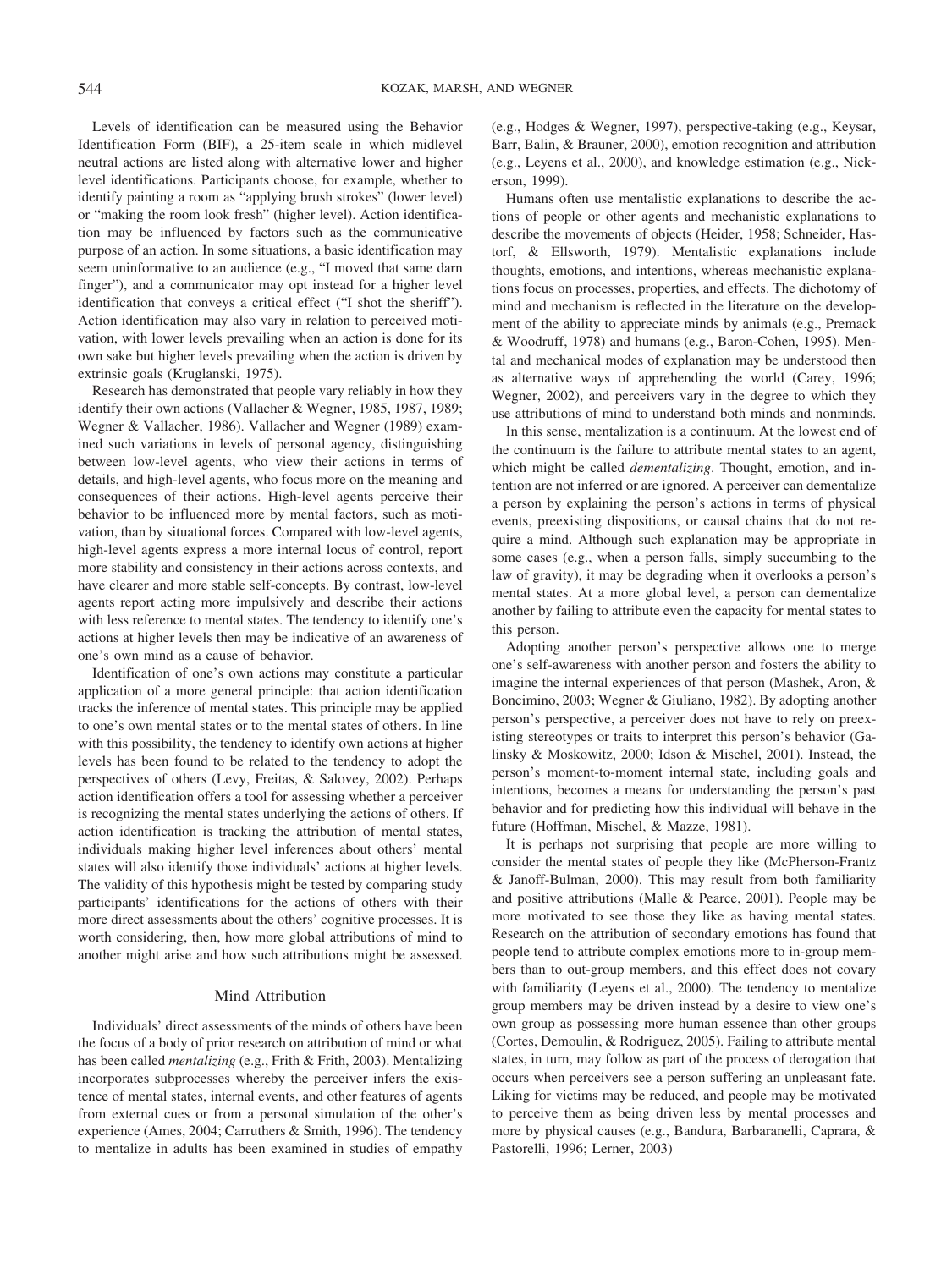Levels of identification can be measured using the Behavior Identification Form (BIF), a 25-item scale in which midlevel neutral actions are listed along with alternative lower and higher level identifications. Participants choose, for example, whether to identify painting a room as "applying brush strokes" (lower level) or "making the room look fresh" (higher level). Action identification may be influenced by factors such as the communicative purpose of an action. In some situations, a basic identification may seem uninformative to an audience (e.g., "I moved that same darn finger"), and a communicator may opt instead for a higher level identification that conveys a critical effect ("I shot the sheriff"). Action identification may also vary in relation to perceived motivation, with lower levels prevailing when an action is done for its own sake but higher levels prevailing when the action is driven by extrinsic goals (Kruglanski, 1975).

Research has demonstrated that people vary reliably in how they identify their own actions (Vallacher & Wegner, 1985, 1987, 1989; Wegner & Vallacher, 1986). Vallacher and Wegner (1989) examined such variations in levels of personal agency, distinguishing between low-level agents, who view their actions in terms of details, and high-level agents, who focus more on the meaning and consequences of their actions. High-level agents perceive their behavior to be influenced more by mental factors, such as motivation, than by situational forces. Compared with low-level agents, high-level agents express a more internal locus of control, report more stability and consistency in their actions across contexts, and have clearer and more stable self-concepts. By contrast, low-level agents report acting more impulsively and describe their actions with less reference to mental states. The tendency to identify one's actions at higher levels then may be indicative of an awareness of one's own mind as a cause of behavior.

Identification of one's own actions may constitute a particular application of a more general principle: that action identification tracks the inference of mental states. This principle may be applied to one's own mental states or to the mental states of others. In line with this possibility, the tendency to identify own actions at higher levels has been found to be related to the tendency to adopt the perspectives of others (Levy, Freitas, & Salovey, 2002). Perhaps action identification offers a tool for assessing whether a perceiver is recognizing the mental states underlying the actions of others. If action identification is tracking the attribution of mental states, individuals making higher level inferences about others' mental states will also identify those individuals' actions at higher levels. The validity of this hypothesis might be tested by comparing study participants' identifications for the actions of others with their more direct assessments about the others' cognitive processes. It is worth considering, then, how more global attributions of mind to another might arise and how such attributions might be assessed.

## Mind Attribution

Individuals' direct assessments of the minds of others have been the focus of a body of prior research on attribution of mind or what has been called *mentalizing* (e.g., Frith & Frith, 2003). Mentalizing incorporates subprocesses whereby the perceiver infers the existence of mental states, internal events, and other features of agents from external cues or from a personal simulation of the other's experience (Ames, 2004; Carruthers & Smith, 1996). The tendency to mentalize in adults has been examined in studies of empathy (e.g., Hodges & Wegner, 1997), perspective-taking (e.g., Keysar, Barr, Balin, & Brauner, 2000), emotion recognition and attribution (e.g., Leyens et al., 2000), and knowledge estimation (e.g., Nickerson, 1999).

Humans often use mentalistic explanations to describe the actions of people or other agents and mechanistic explanations to describe the movements of objects (Heider, 1958; Schneider, Hastorf, & Ellsworth, 1979). Mentalistic explanations include thoughts, emotions, and intentions, whereas mechanistic explanations focus on processes, properties, and effects. The dichotomy of mind and mechanism is reflected in the literature on the development of the ability to appreciate minds by animals (e.g., Premack & Woodruff, 1978) and humans (e.g., Baron-Cohen, 1995). Mental and mechanical modes of explanation may be understood then as alternative ways of apprehending the world (Carey, 1996; Wegner, 2002), and perceivers vary in the degree to which they use attributions of mind to understand both minds and nonminds.

In this sense, mentalization is a continuum. At the lowest end of the continuum is the failure to attribute mental states to an agent, which might be called *dementalizing*. Thought, emotion, and intention are not inferred or are ignored. A perceiver can dementalize a person by explaining the person's actions in terms of physical events, preexisting dispositions, or causal chains that do not require a mind. Although such explanation may be appropriate in some cases (e.g., when a person falls, simply succumbing to the law of gravity), it may be degrading when it overlooks a person's mental states. At a more global level, a person can dementalize another by failing to attribute even the capacity for mental states to this person.

Adopting another person's perspective allows one to merge one's self-awareness with another person and fosters the ability to imagine the internal experiences of that person (Mashek, Aron, & Boncimino, 2003; Wegner & Giuliano, 1982). By adopting another person's perspective, a perceiver does not have to rely on preexisting stereotypes or traits to interpret this person's behavior (Galinsky & Moskowitz, 2000; Idson & Mischel, 2001). Instead, the person's moment-to-moment internal state, including goals and intentions, becomes a means for understanding the person's past behavior and for predicting how this individual will behave in the future (Hoffman, Mischel, & Mazze, 1981).

It is perhaps not surprising that people are more willing to consider the mental states of people they like (McPherson-Frantz & Janoff-Bulman, 2000). This may result from both familiarity and positive attributions (Malle & Pearce, 2001). People may be more motivated to see those they like as having mental states. Research on the attribution of secondary emotions has found that people tend to attribute complex emotions more to in-group members than to out-group members, and this effect does not covary with familiarity (Leyens et al., 2000). The tendency to mentalize group members may be driven instead by a desire to view one's own group as possessing more human essence than other groups (Cortes, Demoulin, & Rodriguez, 2005). Failing to attribute mental states, in turn, may follow as part of the process of derogation that occurs when perceivers see a person suffering an unpleasant fate. Liking for victims may be reduced, and people may be motivated to perceive them as being driven less by mental processes and more by physical causes (e.g., Bandura, Barbaranelli, Caprara, & Pastorelli, 1996; Lerner, 2003)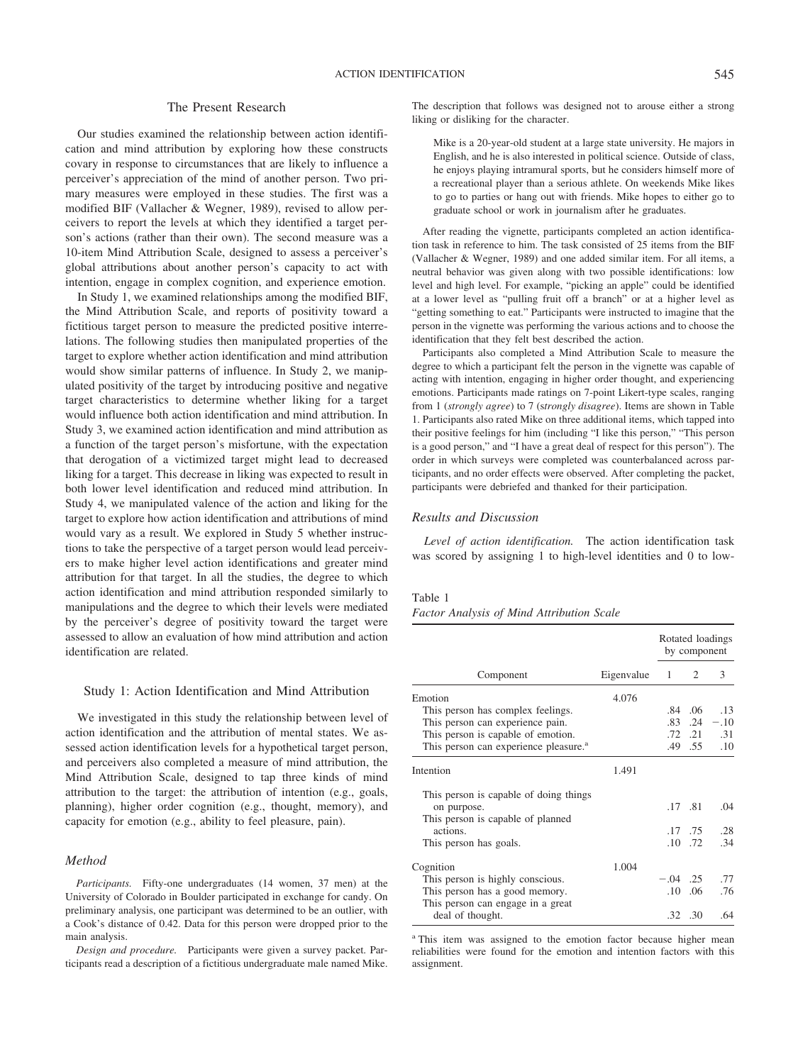## The Present Research

Our studies examined the relationship between action identification and mind attribution by exploring how these constructs covary in response to circumstances that are likely to influence a perceiver's appreciation of the mind of another person. Two primary measures were employed in these studies. The first was a modified BIF (Vallacher & Wegner, 1989), revised to allow perceivers to report the levels at which they identified a target person's actions (rather than their own). The second measure was a 10-item Mind Attribution Scale, designed to assess a perceiver's global attributions about another person's capacity to act with intention, engage in complex cognition, and experience emotion.

In Study 1, we examined relationships among the modified BIF, the Mind Attribution Scale, and reports of positivity toward a fictitious target person to measure the predicted positive interrelations. The following studies then manipulated properties of the target to explore whether action identification and mind attribution would show similar patterns of influence. In Study 2, we manipulated positivity of the target by introducing positive and negative target characteristics to determine whether liking for a target would influence both action identification and mind attribution. In Study 3, we examined action identification and mind attribution as a function of the target person's misfortune, with the expectation that derogation of a victimized target might lead to decreased liking for a target. This decrease in liking was expected to result in both lower level identification and reduced mind attribution. In Study 4, we manipulated valence of the action and liking for the target to explore how action identification and attributions of mind would vary as a result. We explored in Study 5 whether instructions to take the perspective of a target person would lead perceivers to make higher level action identifications and greater mind attribution for that target. In all the studies, the degree to which action identification and mind attribution responded similarly to manipulations and the degree to which their levels were mediated by the perceiver's degree of positivity toward the target were assessed to allow an evaluation of how mind attribution and action identification are related.

## Study 1: Action Identification and Mind Attribution

We investigated in this study the relationship between level of action identification and the attribution of mental states. We assessed action identification levels for a hypothetical target person, and perceivers also completed a measure of mind attribution, the Mind Attribution Scale, designed to tap three kinds of mind attribution to the target: the attribution of intention (e.g., goals, planning), higher order cognition (e.g., thought, memory), and capacity for emotion (e.g., ability to feel pleasure, pain).

### Method

*Participants.* Fifty-one undergraduates (14 women, 37 men) at the University of Colorado in Boulder participated in exchange for candy. On preliminary analysis, one participant was determined to be an outlier, with a Cook's distance of 0.42. Data for this person were dropped prior to the main analysis.

*Design and procedure.* Participants were given a survey packet. Participants read a description of a fictitious undergraduate male named Mike. The description that follows was designed not to arouse either a strong liking or disliking for the character.

> Mike is a 20-year-old student at a large state university. He majors in English, and he is also interested in political science. Outside of class, he enjoys playing intramural sports, but he considers himself more of a recreational player than a serious athlete. On weekends Mike likes to go to parties or hang out with friends. Mike hopes to either go to graduate school or work in journalism after he graduates.

After reading the vignette, participants completed an action identification task in reference to him. The task consisted of 25 items from the BIF (Vallacher & Wegner, 1989) and one added similar item. For all items, a neutral behavior was given along with two possible identifications: low level and high level. For example, "picking an apple" could be identified at a lower level as "pulling fruit off a branch" or at a higher level as "getting something to eat." Participants were instructed to imagine that the person in the vignette was performing the various actions and to choose the identification that they felt best described the action.

Participants also completed a Mind Attribution Scale to measure the degree to which a participant felt the person in the vignette was capable of acting with intention, engaging in higher order thought, and experiencing emotions. Participants made ratings on 7-point Likert-type scales, ranging from 1 (*strongly agree*) to 7 (*strongly disagree*). Items are shown in Table 1. Participants also rated Mike on three additional items, which tapped into their positive feelings for him (including "I like this person," "This person is a good person," and "I have a great deal of respect for this person"). The order in which surveys were completed was counterbalanced across participants, and no order effects were observed. After completing the packet, participants were debriefed and thanked for their participation.

### Results and Discussion

*Level of action identification.* The action identification task was scored by assigning 1 to high-level identities and 0 to low-

Table 1
*Factor Analysis of Mind Attribution Scale*

| Component | Eigenvalue | Rotated loadings by component | | |
|---|---|---|---|---|
| | | 1 | 2 | 3 |
| Emotion | 4.076 | | | |
| This person has complex feelings. | | .84 | .06 | .13 |
| This person can experience pain. | | .83 | .24 | −.10 |
| This person is capable of emotion. | | .72 | .21 | .31 |
| This person can experience pleasure.[a] | | .49 | .55 | .10 |
| Intention | 1.491 | | | |
| This person is capable of doing things on purpose. | | .17 | .81 | .04 |
| This person is capable of planned actions. | | .17 | .75 | .28 |
| This person has goals. | | .10 | .72 | .34 |
| Cognition | 1.004 | | | |
| This person is highly conscious. | | −.04 | .25 | .77 |
| This person has a good memory. | | .10 | .06 | .76 |
| This person can engage in a great deal of thought. | | .32 | .30 | .64 |

[a] This item was assigned to the emotion factor because higher mean reliabilities were found for the emotion and intention factors with this assignment.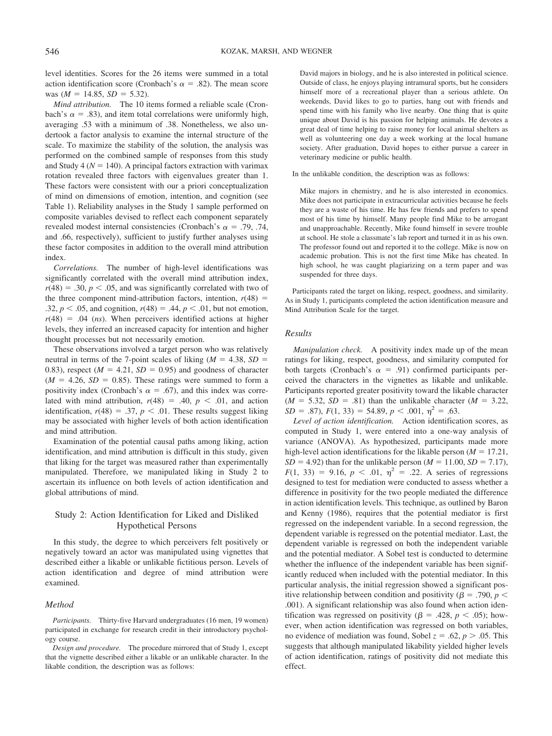level identities. Scores for the 26 items were summed in a total action identification score (Cronbach's $\alpha = .82$). The mean score was ($M = 14.85$, $SD = 5.32$).

*Mind attribution.* The 10 items formed a reliable scale (Cronbach's $\alpha = .83$), and item total correlations were uniformly high, averaging .53 with a minimum of .38. Nonetheless, we also undertook a factor analysis to examine the internal structure of the scale. To maximize the stability of the solution, the analysis was performed on the combined sample of responses from this study and Study 4 ($N = 140$). A principal factors extraction with varimax rotation revealed three factors with eigenvalues greater than 1. These factors were consistent with our a priori conceptualization of mind on dimensions of emotion, intention, and cognition (see Table 1). Reliability analyses in the Study 1 sample performed on composite variables devised to reflect each component separately revealed modest internal consistencies (Cronbach's $\alpha = .79$, .74, and .66, respectively), sufficient to justify further analyses using these factor composites in addition to the overall mind attribution index.

*Correlations.* The number of high-level identifications was significantly correlated with the overall mind attribution index, $r(48) = .30$, $p < .05$, and was significantly correlated with two of the three component mind-attribution factors, intention, $r(48) = .32$, $p < .05$, and cognition, $r(48) = .44$, $p < .01$, but not emotion, $r(48) = .04$ (*ns*). When perceivers identified actions at higher levels, they inferred an increased capacity for intention and higher thought processes but not necessarily emotion.

These observations involved a target person who was relatively neutral in terms of the 7-point scales of liking ($M = 4.38$, $SD = 0.83$), respect ($M = 4.21$, $SD = 0.95$) and goodness of character ($M = 4.26$, $SD = 0.85$). These ratings were summed to form a positivity index (Cronbach's $\alpha = .67$), and this index was correlated with mind attribution, $r(48) = .40$, $p < .01$, and action identification, $r(48) = .37$, $p < .01$. These results suggest liking may be associated with higher levels of both action identification and mind attribution.

Examination of the potential causal paths among liking, action identification, and mind attribution is difficult in this study, given that liking for the target was measured rather than experimentally manipulated. Therefore, we manipulated liking in Study 2 to ascertain its influence on both levels of action identification and global attributions of mind.

## Study 2: Action Identification for Liked and Disliked Hypothetical Persons

In this study, the degree to which perceivers felt positively or negatively toward an actor was manipulated using vignettes that described either a likable or unlikable fictitious person. Levels of action identification and degree of mind attribution were examined.

### Method

*Participants.* Thirty-five Harvard undergraduates (16 men, 19 women) participated in exchange for research credit in their introductory psychology course.

*Design and procedure.* The procedure mirrored that of Study 1, except that the vignette described either a likable or an unlikable character. In the likable condition, the description was as follows:

> David majors in biology, and he is also interested in political science. Outside of class, he enjoys playing intramural sports, but he considers himself more of a recreational player than a serious athlete. On weekends, David likes to go to parties, hang out with friends and spend time with his family who live nearby. One thing that is quite unique about David is his passion for helping animals. He devotes a great deal of time helping to raise money for local animal shelters as well as volunteering one day a week working at the local humane society. After graduation, David hopes to either pursue a career in veterinary medicine or public health.

In the unlikable condition, the description was as follows:

> Mike majors in chemistry, and he is also interested in economics. Mike does not participate in extracurricular activities because he feels they are a waste of his time. He has few friends and prefers to spend most of his time by himself. Many people find Mike to be arrogant and unapproachable. Recently, Mike found himself in severe trouble at school. He stole a classmate's lab report and turned it in as his own. The professor found out and reported it to the college. Mike is now on academic probation. This is not the first time Mike has cheated. In high school, he was caught plagiarizing on a term paper and was suspended for three days.

Participants rated the target on liking, respect, goodness, and similarity. As in Study 1, participants completed the action identification measure and Mind Attribution Scale for the target.

### Results

*Manipulation check.* A positivity index made up of the mean ratings for liking, respect, goodness, and similarity computed for both targets (Cronbach's $\alpha = .91$) confirmed participants perceived the characters in the vignettes as likable and unlikable. Participants reported greater positivity toward the likable character ($M = 5.32$, $SD = .81$) than the unlikable character ($M = 3.22$, $SD = .87$), $F(1, 33) = 54.89$, $p < .001$, $\eta^2 = .63$.

*Level of action identification.* Action identification scores, as computed in Study 1, were entered into a one-way analysis of variance (ANOVA). As hypothesized, participants made more high-level action identifications for the likable person ($M = 17.21$, $SD = 4.92$) than for the unlikable person ($M = 11.00$, $SD = 7.17$), $F(1, 33) = 9.16$, $p < .01$, $\eta^2 = .22$. A series of regressions designed to test for mediation were conducted to assess whether a difference in positivity for the two people mediated the difference in action identification levels. This technique, as outlined by Baron and Kenny (1986), requires that the potential mediator is first regressed on the independent variable. In a second regression, the dependent variable is regressed on the potential mediator. Last, the dependent variable is regressed on both the independent variable and the potential mediator. A Sobel test is conducted to determine whether the influence of the independent variable has been significantly reduced when included with the potential mediator. In this particular analysis, the initial regression showed a significant positive relationship between condition and positivity ($\beta = .790$, $p < .001$). A significant relationship was also found when action identification was regressed on positivity ($\beta = .428$, $p < .05$); however, when action identification was regressed on both variables, no evidence of mediation was found, Sobel $z = .62$, $p > .05$. This suggests that although manipulated likability yielded higher levels of action identification, ratings of positivity did not mediate this effect.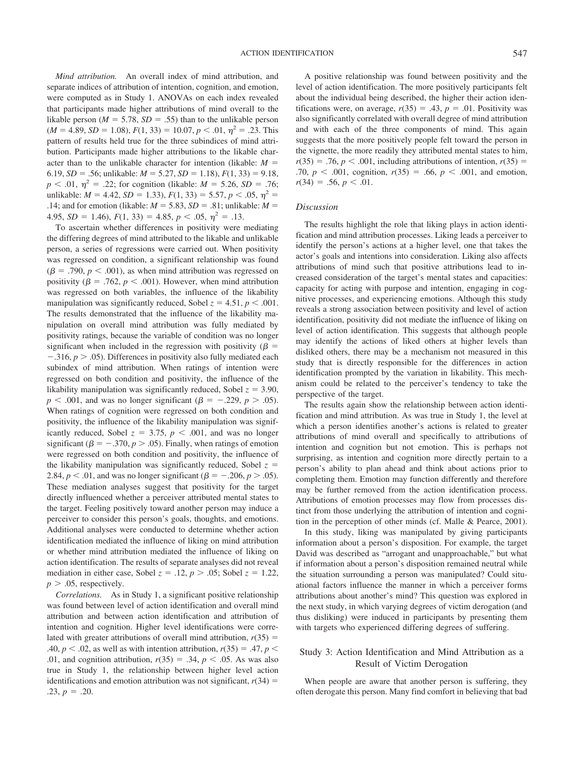*Mind attribution.* An overall index of mind attribution, and separate indices of attribution of intention, cognition, and emotion, were computed as in Study 1. ANOVAs on each index revealed that participants made higher attributions of mind overall to the likable person ($M = 5.78$, $SD = .55$) than to the unlikable person ($M = 4.89$, $SD = 1.08$), $F(1, 33) = 10.07$, $p < .01$, $\eta^2 = .23$. This pattern of results held true for the three subindices of mind attribution. Participants made higher attributions to the likable character than to the unlikable character for intention (likable: $M = 6.19$, $SD = .56$; unlikable: $M = 5.27$, $SD = 1.18$), $F(1, 33) = 9.18$, $p < .01$, $\eta^2 = .22$; for cognition (likable: $M = 5.26$, $SD = .76$; unlikable: $M = 4.42$, $SD = 1.33$), $F(1, 33) = 5.57$, $p < .05$, $\eta^2 = .14$; and for emotion (likable: $M = 5.83$, $SD = .81$; unlikable: $M = 4.95$, $SD = 1.46$), $F(1, 33) = 4.85$, $p < .05$, $\eta^2 = .13$.

To ascertain whether differences in positivity were mediating the differing degrees of mind attributed to the likable and unlikable person, a series of regressions were carried out. When positivity was regressed on condition, a significant relationship was found ($\beta = .790$, $p < .001$), as when mind attribution was regressed on positivity ($\beta = .762$, $p < .001$). However, when mind attribution was regressed on both variables, the influence of the likability manipulation was significantly reduced, Sobel $z = 4.51$, $p < .001$. The results demonstrated that the influence of the likability manipulation on overall mind attribution was fully mediated by positivity ratings, because the variable of condition was no longer significant when included in the regression with positivity ($\beta = -.316$, $p > .05$). Differences in positivity also fully mediated each subindex of mind attribution. When ratings of intention were regressed on both condition and positivity, the influence of the likability manipulation was significantly reduced, Sobel $z = 3.90$, $p < .001$, and was no longer significant ($\beta = -.229$, $p > .05$). When ratings of cognition were regressed on both condition and positivity, the influence of the likability manipulation was significantly reduced, Sobel $z = 3.75$, $p < .001$, and was no longer significant ($\beta = -.370$, $p > .05$). Finally, when ratings of emotion were regressed on both condition and positivity, the influence of the likability manipulation was significantly reduced, Sobel $z = 2.84$, $p < .01$, and was no longer significant ($\beta = -.206$, $p > .05$). These mediation analyses suggest that positivity for the target directly influenced whether a perceiver attributed mental states to the target. Feeling positively toward another person may induce a perceiver to consider this person's goals, thoughts, and emotions. Additional analyses were conducted to determine whether action identification mediated the influence of liking on mind attribution or whether mind attribution mediated the influence of liking on action identification. The results of separate analyses did not reveal mediation in either case, Sobel $z = .12$, $p > .05$; Sobel $z = 1.22$, $p > .05$, respectively.

*Correlations.* As in Study 1, a significant positive relationship was found between level of action identification and overall mind attribution and between action identification and attribution of intention and cognition. Higher level identifications were correlated with greater attributions of overall mind attribution, $r(35) = .40$, $p < .02$, as well as with intention attribution, $r(35) = .47$, $p < .01$, and cognition attribution, $r(35) = .34$, $p < .05$. As was also true in Study 1, the relationship between higher level action identifications and emotion attribution was not significant, $r(34) = .23$, $p = .20$.

A positive relationship was found between positivity and the level of action identification. The more positively participants felt about the individual being described, the higher their action identifications were, on average, $r(35) = .43$, $p = .01$. Positivity was also significantly correlated with overall degree of mind attribution and with each of the three components of mind. This again suggests that the more positively people felt toward the person in the vignette, the more readily they attributed mental states to him, $r(35) = .76$, $p < .001$, including attributions of intention, $r(35) = .70$, $p < .001$, cognition, $r(35) = .66$, $p < .001$, and emotion, $r(34) = .56$, $p < .01$.

### Discussion

The results highlight the role that liking plays in action identification and mind attribution processes. Liking leads a perceiver to identify the person's actions at a higher level, one that takes the actor's goals and intentions into consideration. Liking also affects attributions of mind such that positive attributions lead to increased consideration of the target's mental states and capacities: capacity for acting with purpose and intention, engaging in cognitive processes, and experiencing emotions. Although this study reveals a strong association between positivity and level of action identification, positivity did not mediate the influence of liking on level of action identification. This suggests that although people may identify the actions of liked others at higher levels than disliked others, there may be a mechanism not measured in this study that is directly responsible for the differences in action identification prompted by the variation in likability. This mechanism could be related to the perceiver's tendency to take the perspective of the target.

The results again show the relationship between action identification and mind attribution. As was true in Study 1, the level at which a person identifies another's actions is related to greater attributions of mind overall and specifically to attributions of intention and cognition but not emotion. This is perhaps not surprising, as intention and cognition more directly pertain to a person's ability to plan ahead and think about actions prior to completing them. Emotion may function differently and therefore may be further removed from the action identification process. Attributions of emotion processes may flow from processes distinct from those underlying the attribution of intention and cognition in the perception of other minds (cf. Malle & Pearce, 2001).

In this study, liking was manipulated by giving participants information about a person's disposition. For example, the target David was described as "arrogant and unapproachable," but what if information about a person's disposition remained neutral while the situation surrounding a person was manipulated? Could situational factors influence the manner in which a perceiver forms attributions about another's mind? This question was explored in the next study, in which varying degrees of victim derogation (and thus disliking) were induced in participants by presenting them with targets who experienced differing degrees of suffering.

## Study 3: Action Identification and Mind Attribution as a Result of Victim Derogation

When people are aware that another person is suffering, they often derogate this person. Many find comfort in believing that bad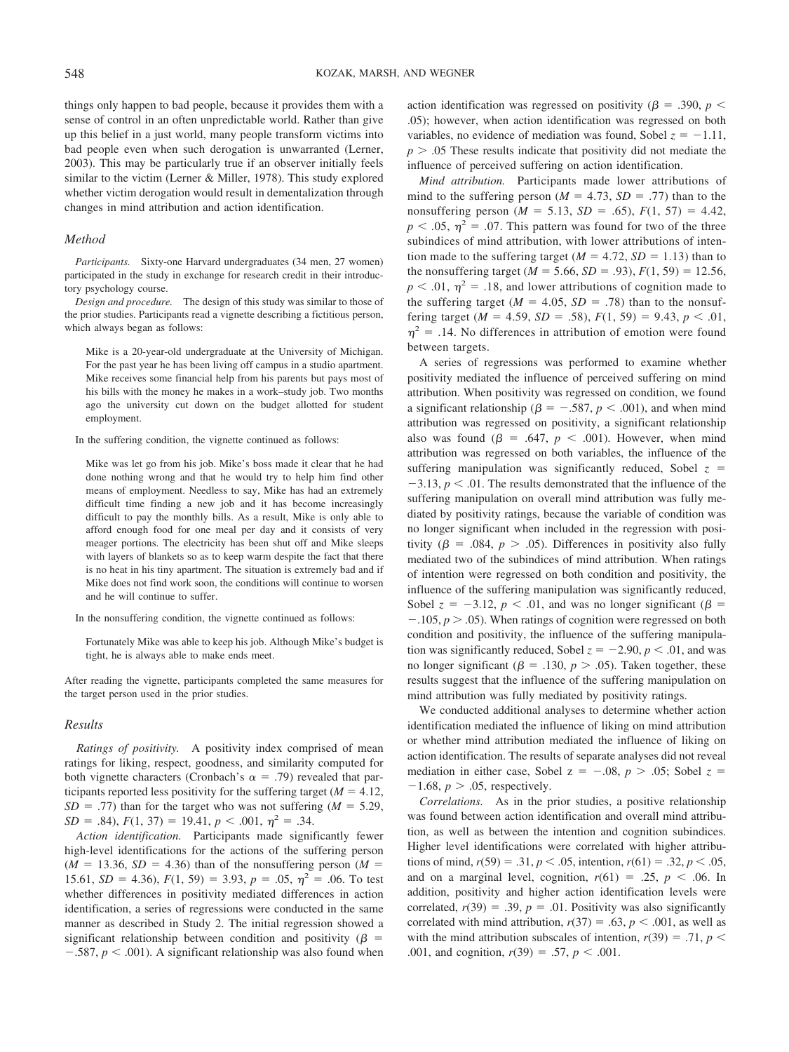things only happen to bad people, because it provides them with a sense of control in an often unpredictable world. Rather than give up this belief in a just world, many people transform victims into bad people even when such derogation is unwarranted (Lerner, 2003). This may be particularly true if an observer initially feels similar to the victim (Lerner & Miller, 1978). This study explored whether victim derogation would result in dementalization through changes in mind attribution and action identification.

### Method

*Participants.* Sixty-one Harvard undergraduates (34 men, 27 women) participated in the study in exchange for research credit in their introductory psychology course.

*Design and procedure.* The design of this study was similar to those of the prior studies. Participants read a vignette describing a fictitious person, which always began as follows:

> Mike is a 20-year-old undergraduate at the University of Michigan. For the past year he has been living off campus in a studio apartment. Mike receives some financial help from his parents but pays most of his bills with the money he makes in a work–study job. Two months ago the university cut down on the budget allotted for student employment.

In the suffering condition, the vignette continued as follows:

> Mike was let go from his job. Mike's boss made it clear that he had done nothing wrong and that he would try to help him find other means of employment. Needless to say, Mike has had an extremely difficult time finding a new job and it has become increasingly difficult to pay the monthly bills. As a result, Mike is only able to afford enough food for one meal per day and it consists of very meager portions. The electricity has been shut off and Mike sleeps with layers of blankets so as to keep warm despite the fact that there is no heat in his tiny apartment. The situation is extremely bad and if Mike does not find work soon, the conditions will continue to worsen and he will continue to suffer.

In the nonsuffering condition, the vignette continued as follows:

> Fortunately Mike was able to keep his job. Although Mike's budget is tight, he is always able to make ends meet.

After reading the vignette, participants completed the same measures for the target person used in the prior studies.

### Results

*Ratings of positivity.* A positivity index comprised of mean ratings for liking, respect, goodness, and similarity computed for both vignette characters (Cronbach's $\alpha = .79$) revealed that participants reported less positivity for the suffering target ($M = 4.12$, $SD = .77$) than for the target who was not suffering ($M = 5.29$, $SD = .84$), $F(1, 37) = 19.41$, $p < .001$, $\eta^2 = .34$.

*Action identification.* Participants made significantly fewer high-level identifications for the actions of the suffering person ($M = 13.36$, $SD = 4.36$) than of the nonsuffering person ($M = 15.61$, $SD = 4.36$), $F(1, 59) = 3.93$, $p = .05$, $\eta^2 = .06$. To test whether differences in positivity mediated differences in action identification, a series of regressions were conducted in the same manner as described in Study 2. The initial regression showed a significant relationship between condition and positivity ($\beta = -.587$, $p < .001$). A significant relationship was also found when action identification was regressed on positivity ($\beta = .390$, $p < .05$); however, when action identification was regressed on both variables, no evidence of mediation was found, Sobel $z = -1.11$, $p > .05$ These results indicate that positivity did not mediate the influence of perceived suffering on action identification.

*Mind attribution.* Participants made lower attributions of mind to the suffering person ($M = 4.73$, $SD = .77$) than to the nonsuffering person ($M = 5.13$, $SD = .65$), $F(1, 57) = 4.42$, $p < .05$, $\eta^2 = .07$. This pattern was found for two of the three subindices of mind attribution, with lower attributions of intention made to the suffering target ($M = 4.72$, $SD = 1.13$) than to the nonsuffering target ($M = 5.66$, $SD = .93$), $F(1, 59) = 12.56$, $p < .01$, $\eta^2 = .18$, and lower attributions of cognition made to the suffering target ($M = 4.05$, $SD = .78$) than to the nonsuffering target ($M = 4.59$, $SD = .58$), $F(1, 59) = 9.43$, $p < .01$, $\eta^2 = .14$. No differences in attribution of emotion were found between targets.

A series of regressions was performed to examine whether positivity mediated the influence of perceived suffering on mind attribution. When positivity was regressed on condition, we found a significant relationship ($\beta = -.587$, $p < .001$), and when mind attribution was regressed on positivity, a significant relationship also was found ($\beta = .647$, $p < .001$). However, when mind attribution was regressed on both variables, the influence of the suffering manipulation was significantly reduced, Sobel $z = -3.13$, $p < .01$. The results demonstrated that the influence of the suffering manipulation on overall mind attribution was fully mediated by positivity ratings, because the variable of condition was no longer significant when included in the regression with positivity ($\beta = .084$, $p > .05$). Differences in positivity also fully mediated two of the subindices of mind attribution. When ratings of intention were regressed on both condition and positivity, the influence of the suffering manipulation was significantly reduced, Sobel $z = -3.12$, $p < .01$, and was no longer significant ($\beta = -.105$, $p > .05$). When ratings of cognition were regressed on both condition and positivity, the influence of the suffering manipulation was significantly reduced, Sobel $z = -2.90$, $p < .01$, and was no longer significant ($\beta = .130$, $p > .05$). Taken together, these results suggest that the influence of the suffering manipulation on mind attribution was fully mediated by positivity ratings.

We conducted additional analyses to determine whether action identification mediated the influence of liking on mind attribution or whether mind attribution mediated the influence of liking on action identification. The results of separate analyses did not reveal mediation in either case, Sobel $z = -.08$, $p > .05$; Sobel $z = -1.68$, $p > .05$, respectively.

*Correlations.* As in the prior studies, a positive relationship was found between action identification and overall mind attribution, as well as between the intention and cognition subindices. Higher level identifications were correlated with higher attributions of mind, $r(59) = .31$, $p < .05$, intention, $r(61) = .32$, $p < .05$, and on a marginal level, cognition, $r(61) = .25$, $p < .06$. In addition, positivity and higher action identification levels were correlated, $r(39) = .39$, $p = .01$. Positivity was also significantly correlated with mind attribution, $r(37) = .63$, $p < .001$, as well as with the mind attribution subscales of intention, $r(39) = .71$, $p < .001$, and cognition, $r(39) = .57$, $p < .001$.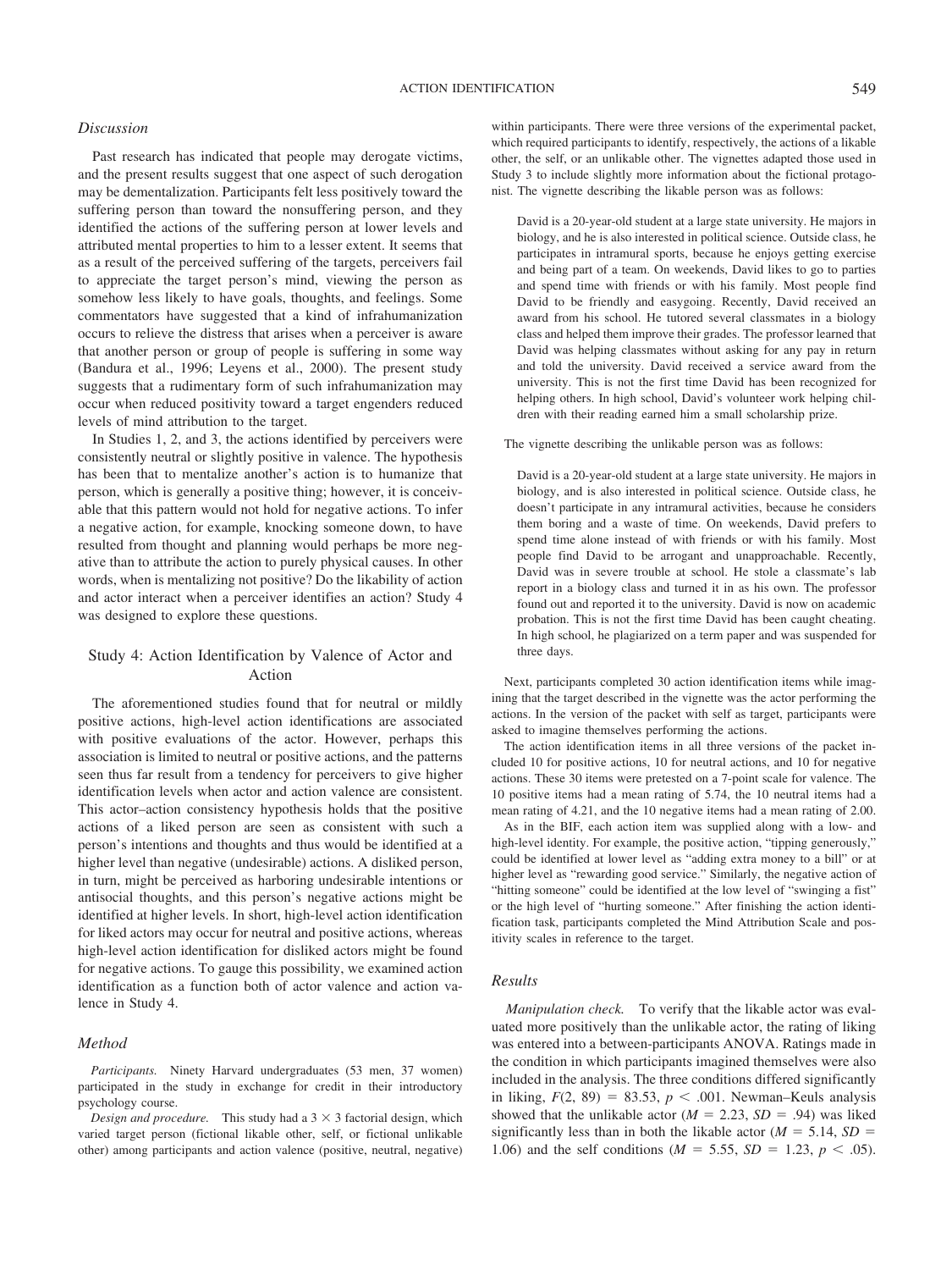### *Discussion*

Past research has indicated that people may derogate victims, and the present results suggest that one aspect of such derogation may be dementalization. Participants felt less positively toward the suffering person than toward the nonsuffering person, and they identified the actions of the suffering person at lower levels and attributed mental properties to him to a lesser extent. It seems that as a result of the perceived suffering of the targets, perceivers fail to appreciate the target person's mind, viewing the person as somehow less likely to have goals, thoughts, and feelings. Some commentators have suggested that a kind of infrahumanization occurs to relieve the distress that arises when a perceiver is aware that another person or group of people is suffering in some way (Bandura et al., 1996; Leyens et al., 2000). The present study suggests that a rudimentary form of such infrahumanization may occur when reduced positivity toward a target engenders reduced levels of mind attribution to the target.

In Studies 1, 2, and 3, the actions identified by perceivers were consistently neutral or slightly positive in valence. The hypothesis has been that to mentalize another's action is to humanize that person, which is generally a positive thing; however, it is conceivable that this pattern would not hold for negative actions. To infer a negative action, for example, knocking someone down, to have resulted from thought and planning would perhaps be more negative than to attribute the action to purely physical causes. In other words, when is mentalizing not positive? Do the likability of action and actor interact when a perceiver identifies an action? Study 4 was designed to explore these questions.

## Study 4: Action Identification by Valence of Actor and Action

The aforementioned studies found that for neutral or mildly positive actions, high-level action identifications are associated with positive evaluations of the actor. However, perhaps this association is limited to neutral or positive actions, and the patterns seen thus far result from a tendency for perceivers to give higher identification levels when actor and action valence are consistent. This actor–action consistency hypothesis holds that the positive actions of a liked person are seen as consistent with such a person's intentions and thoughts and thus would be identified at a higher level than negative (undesirable) actions. A disliked person, in turn, might be perceived as harboring undesirable intentions or antisocial thoughts, and this person's negative actions might be identified at higher levels. In short, high-level action identification for liked actors may occur for neutral and positive actions, whereas high-level action identification for disliked actors might be found for negative actions. To gauge this possibility, we examined action identification as a function both of actor valence and action valence in Study 4.

### *Method*

*Participants.* Ninety Harvard undergraduates (53 men, 37 women) participated in the study in exchange for credit in their introductory psychology course.

*Design and procedure.* This study had a 3 × 3 factorial design, which varied target person (fictional likable other, self, or fictional unlikable other) among participants and action valence (positive, neutral, negative) within participants. There were three versions of the experimental packet, which required participants to identify, respectively, the actions of a likable other, the self, or an unlikable other. The vignettes adapted those used in Study 3 to include slightly more information about the fictional protagonist. The vignette describing the likable person was as follows:

> David is a 20-year-old student at a large state university. He majors in biology, and he is also interested in political science. Outside class, he participates in intramural sports, because he enjoys getting exercise and being part of a team. On weekends, David likes to go to parties and spend time with friends or with his family. Most people find David to be friendly and easygoing. Recently, David received an award from his school. He tutored several classmates in a biology class and helped them improve their grades. The professor learned that David was helping classmates without asking for any pay in return and told the university. David received a service award from the university. This is not the first time David has been recognized for helping others. In high school, David's volunteer work helping children with their reading earned him a small scholarship prize.

The vignette describing the unlikable person was as follows:

> David is a 20-year-old student at a large state university. He majors in biology, and is also interested in political science. Outside class, he doesn't participate in any intramural activities, because he considers them boring and a waste of time. On weekends, David prefers to spend time alone instead of with friends or with his family. Most people find David to be arrogant and unapproachable. Recently, David was in severe trouble at school. He stole a classmate's lab report in a biology class and turned it in as his own. The professor found out and reported it to the university. David is now on academic probation. This is not the first time David has been caught cheating. In high school, he plagiarized on a term paper and was suspended for three days.

Next, participants completed 30 action identification items while imagining that the target described in the vignette was the actor performing the actions. In the version of the packet with self as target, participants were asked to imagine themselves performing the actions.

The action identification items in all three versions of the packet included 10 for positive actions, 10 for neutral actions, and 10 for negative actions. These 30 items were pretested on a 7-point scale for valence. The 10 positive items had a mean rating of 5.74, the 10 neutral items had a mean rating of 4.21, and the 10 negative items had a mean rating of 2.00.

As in the BIF, each action item was supplied along with a low- and high-level identity. For example, the positive action, "tipping generously," could be identified at lower level as "adding extra money to a bill" or at higher level as "rewarding good service." Similarly, the negative action of "hitting someone" could be identified at the low level of "swinging a fist" or the high level of "hurting someone." After finishing the action identification task, participants completed the Mind Attribution Scale and positivity scales in reference to the target.

### *Results*

*Manipulation check.* To verify that the likable actor was evaluated more positively than the unlikable actor, the rating of liking was entered into a between-participants ANOVA. Ratings made in the condition in which participants imagined themselves were also included in the analysis. The three conditions differed significantly in liking, $F(2, 89) = 83.53$, $p < .001$. Newman–Keuls analysis showed that the unlikable actor ($M = 2.23$, $SD = .94$) was liked significantly less than in both the likable actor ($M = 5.14$, $SD = 1.06$) and the self conditions ($M = 5.55$, $SD = 1.23$, $p < .05$).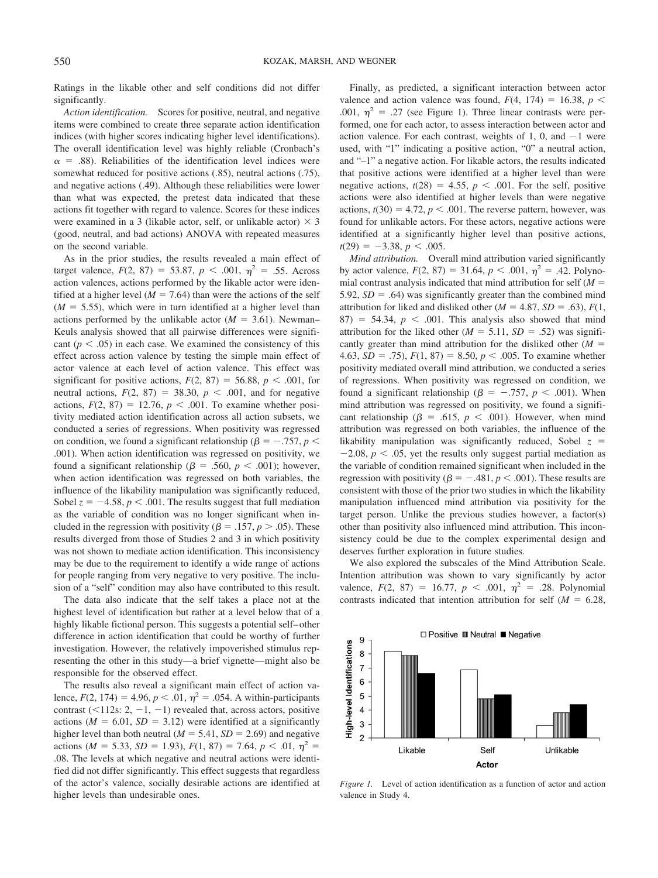Ratings in the likable other and self conditions did not differ significantly.

*Action identification.* Scores for positive, neutral, and negative items were combined to create three separate action identification indices (with higher scores indicating higher level identifications). The overall identification level was highly reliable (Cronbach's $\alpha = .88$). Reliabilities of the identification level indices were somewhat reduced for positive actions (.85), neutral actions (.75), and negative actions (.49). Although these reliabilities were lower than what was expected, the pretest data indicated that these actions fit together with regard to valence. Scores for these indices were examined in a 3 (likable actor, self, or unlikable actor) × 3 (good, neutral, and bad actions) ANOVA with repeated measures on the second variable.

As in the prior studies, the results revealed a main effect of target valence, $F(2, 87) = 53.87$, $p < .001$, $\eta^2 = .55$. Across action valences, actions performed by the likable actor were identified at a higher level ($M = 7.64$) than were the actions of the self ($M = 5.55$), which were in turn identified at a higher level than actions performed by the unlikable actor ($M = 3.61$). Newman–Keuls analysis showed that all pairwise differences were significant ($p < .05$) in each case. We examined the consistency of this effect across action valence by testing the simple main effect of actor valence at each level of action valence. This effect was significant for positive actions, $F(2, 87) = 56.88$, $p < .001$, for neutral actions, $F(2, 87) = 38.30$, $p < .001$, and for negative actions, $F(2, 87) = 12.76$, $p < .001$. To examine whether positivity mediated action identification across all action subsets, we conducted a series of regressions. When positivity was regressed on condition, we found a significant relationship ($\beta = -.757$, $p < .001$). When action identification was regressed on positivity, we found a significant relationship ($\beta = .560$, $p < .001$); however, when action identification was regressed on both variables, the influence of the likability manipulation was significantly reduced, Sobel $z = -4.58$, $p < .001$. The results suggest that full mediation as the variable of condition was no longer significant when included in the regression with positivity ($\beta = .157$, $p > .05$). These results diverged from those of Studies 2 and 3 in which positivity was not shown to mediate action identification. This inconsistency may be due to the requirement to identify a wide range of actions for people ranging from very negative to very positive. The inclusion of a "self" condition may also have contributed to this result.

The data also indicate that the self takes a place not at the highest level of identification but rather at a level below that of a highly likable fictional person. This suggests a potential self–other difference in action identification that could be worthy of further investigation. However, the relatively impoverished stimulus representing the other in this study—a brief vignette—might also be responsible for the observed effect.

The results also reveal a significant main effect of action valence, $F(2, 174) = 4.96$, $p < .01$, $\eta^2 = .054$. A within-participants contrast (<112s: 2, −1, −1) revealed that, across actors, positive actions ($M = 6.01$, $SD = 3.12$) were identified at a significantly higher level than both neutral ($M = 5.41$, $SD = 2.69$) and negative actions ($M = 5.33$, $SD = 1.93$), $F(1, 87) = 7.64$, $p < .01$, $\eta^2 = .08$. The levels at which negative and neutral actions were identified did not differ significantly. This effect suggests that regardless of the actor's valence, socially desirable actions are identified at higher levels than undesirable ones.

Finally, as predicted, a significant interaction between actor valence and action valence was found, $F(4, 174) = 16.38$, $p < .001$, $\eta^2 = .27$ (see Figure 1). Three linear contrasts were performed, one for each actor, to assess interaction between actor and action valence. For each contrast, weights of 1, 0, and −1 were used, with "1" indicating a positive action, "0" a neutral action, and "–1" a negative action. For likable actors, the results indicated that positive actions were identified at a higher level than were negative actions, $t(28) = 4.55$, $p < .001$. For the self, positive actions were also identified at higher levels than were negative actions, $t(30) = 4.72$, $p < .001$. The reverse pattern, however, was found for unlikable actors. For these actors, negative actions were identified at a significantly higher level than positive actions, $t(29) = -3.38$, $p < .005$.

*Mind attribution.* Overall mind attribution varied significantly by actor valence, $F(2, 87) = 31.64$, $p < .001$, $\eta^2 = .42$. Polynomial contrast analysis indicated that mind attribution for self ($M = 5.92$, $SD = .64$) was significantly greater than the combined mind attribution for liked and disliked other ($M = 4.87$, $SD = .63$), $F(1, 87) = 54.34$, $p < .001$. This analysis also showed that mind attribution for the liked other ($M = 5.11$, $SD = .52$) was significantly greater than mind attribution for the disliked other ($M = 4.63$, $SD = .75$), $F(1, 87) = 8.50$, $p < .005$. To examine whether positivity mediated overall mind attribution, we conducted a series of regressions. When positivity was regressed on condition, we found a significant relationship ($\beta = -.757$, $p < .001$). When mind attribution was regressed on positivity, we found a significant relationship ($\beta = .615$, $p < .001$). However, when mind attribution was regressed on both variables, the influence of the likability manipulation was significantly reduced, Sobel $z = -2.08$, $p < .05$, yet the results only suggest partial mediation as the variable of condition remained significant when included in the regression with positivity ($\beta = -.481$, $p < .001$). These results are consistent with those of the prior two studies in which the likability manipulation influenced mind attribution via positivity for the target person. Unlike the previous studies however, a factor(s) other than positivity also influenced mind attribution. This inconsistency could be due to the complex experimental design and deserves further exploration in future studies.

We also explored the subscales of the Mind Attribution Scale. Intention attribution was shown to vary significantly by actor valence, $F(2, 87) = 16.77$, $p < .001$, $\eta^2 = .28$. Polynomial contrasts indicated that intention attribution for self ($M = 6.28$,

*Figure 1.* Level of action identification as a function of actor and action valence in Study 4.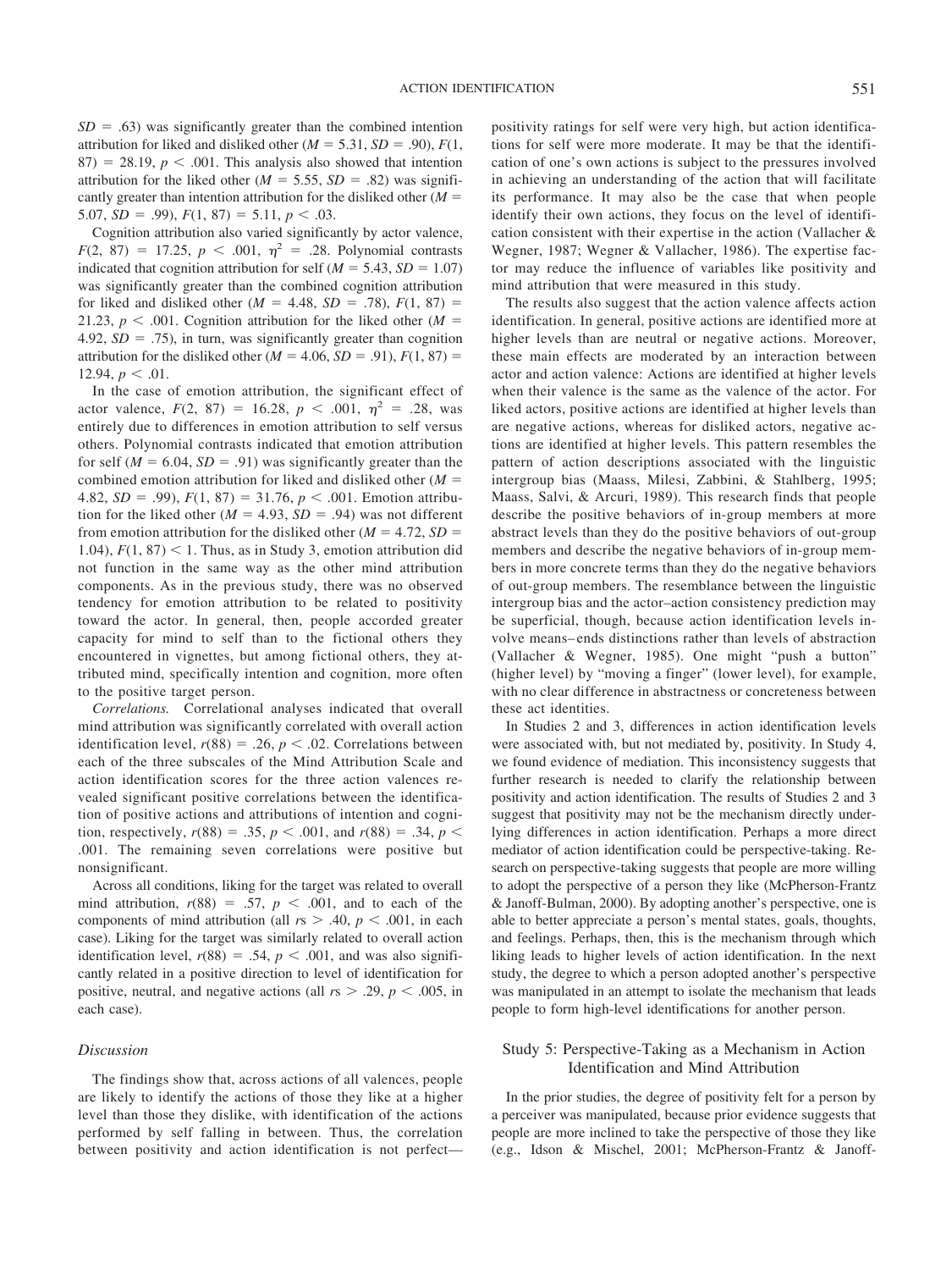$SD = .63$) was significantly greater than the combined intention attribution for liked and disliked other ($M = 5.31$, $SD = .90$), $F(1, 87) = 28.19$, $p < .001$. This analysis also showed that intention attribution for the liked other ($M = 5.55$, $SD = .82$) was significantly greater than intention attribution for the disliked other ($M = 5.07$, $SD = .99$), $F(1, 87) = 5.11$, $p < .03$.

Cognition attribution also varied significantly by actor valence, $F(2, 87) = 17.25$, $p < .001$, $\eta^2 = .28$. Polynomial contrasts indicated that cognition attribution for self ($M = 5.43$, $SD = 1.07$) was significantly greater than the combined cognition attribution for liked and disliked other ($M = 4.48$, $SD = .78$), $F(1, 87) = 21.23$, $p < .001$. Cognition attribution for the liked other ($M = 4.92$, $SD = .75$), in turn, was significantly greater than cognition attribution for the disliked other ($M = 4.06$, $SD = .91$), $F(1, 87) = 12.94$, $p < .01$.

In the case of emotion attribution, the significant effect of actor valence, $F(2, 87) = 16.28$, $p < .001$, $\eta^2 = .28$, was entirely due to differences in emotion attribution to self versus others. Polynomial contrasts indicated that emotion attribution for self ($M = 6.04$, $SD = .91$) was significantly greater than the combined emotion attribution for liked and disliked other ($M = 4.82$, $SD = .99$), $F(1, 87) = 31.76$, $p < .001$. Emotion attribution for the liked other ($M = 4.93$, $SD = .94$) was not different from emotion attribution for the disliked other ($M = 4.72$, $SD = 1.04$), $F(1, 87) < 1$. Thus, as in Study 3, emotion attribution did not function in the same way as the other mind attribution components. As in the previous study, there was no observed tendency for emotion attribution to be related to positivity toward the actor. In general, then, people accorded greater capacity for mind to self than to the fictional others they encountered in vignettes, but among fictional others, they attributed mind, specifically intention and cognition, more often to the positive target person.

*Correlations.* Correlational analyses indicated that overall mind attribution was significantly correlated with overall action identification level, $r(88) = .26$, $p < .02$. Correlations between each of the three subscales of the Mind Attribution Scale and action identification scores for the three action valences revealed significant positive correlations between the identification of positive actions and attributions of intention and cognition, respectively, $r(88) = .35$, $p < .001$, and $r(88) = .34$, $p < .001$. The remaining seven correlations were positive but nonsignificant.

Across all conditions, liking for the target was related to overall mind attribution, $r(88) = .57$, $p < .001$, and to each of the components of mind attribution (all $rs > .40$, $p < .001$, in each case). Liking for the target was similarly related to overall action identification level, $r(88) = .54$, $p < .001$, and was also significantly related in a positive direction to level of identification for positive, neutral, and negative actions (all $rs > .29$, $p < .005$, in each case).

### Discussion

The findings show that, across actions of all valences, people are likely to identify the actions of those they like at a higher level than those they dislike, with identification of the actions performed by self falling in between. Thus, the correlation between positivity and action identification is not perfect—positivity ratings for self were very high, but action identifications for self were more moderate. It may be that the identification of one's own actions is subject to the pressures involved in achieving an understanding of the action that will facilitate its performance. It may also be the case that when people identify their own actions, they focus on the level of identification consistent with their expertise in the action (Vallacher & Wegner, 1987; Wegner & Vallacher, 1986). The expertise factor may reduce the influence of variables like positivity and mind attribution that were measured in this study.

The results also suggest that the action valence affects action identification. In general, positive actions are identified more at higher levels than are neutral or negative actions. Moreover, these main effects are moderated by an interaction between actor and action valence: Actions are identified at higher levels when their valence is the same as the valence of the actor. For liked actors, positive actions are identified at higher levels than are negative actions, whereas for disliked actors, negative actions are identified at higher levels. This pattern resembles the pattern of action descriptions associated with the linguistic intergroup bias (Maass, Milesi, Zabbini, & Stahlberg, 1995; Maass, Salvi, & Arcuri, 1989). This research finds that people describe the positive behaviors of in-group members at more abstract levels than they do the positive behaviors of out-group members and describe the negative behaviors of in-group members in more concrete terms than they do the negative behaviors of out-group members. The resemblance between the linguistic intergroup bias and the actor–action consistency prediction may be superficial, though, because action identification levels involve means–ends distinctions rather than levels of abstraction (Vallacher & Wegner, 1985). One might "push a button" (higher level) by "moving a finger" (lower level), for example, with no clear difference in abstractness or concreteness between these act identities.

In Studies 2 and 3, differences in action identification levels were associated with, but not mediated by, positivity. In Study 4, we found evidence of mediation. This inconsistency suggests that further research is needed to clarify the relationship between positivity and action identification. The results of Studies 2 and 3 suggest that positivity may not be the mechanism directly underlying differences in action identification. Perhaps a more direct mediator of action identification could be perspective-taking. Research on perspective-taking suggests that people are more willing to adopt the perspective of a person they like (McPherson-Frantz & Janoff-Bulman, 2000). By adopting another's perspective, one is able to better appreciate a person's mental states, goals, thoughts, and feelings. Perhaps, then, this is the mechanism through which liking leads to higher levels of action identification. In the next study, the degree to which a person adopted another's perspective was manipulated in an attempt to isolate the mechanism that leads people to form high-level identifications for another person.

## Study 5: Perspective-Taking as a Mechanism in Action Identification and Mind Attribution

In the prior studies, the degree of positivity felt for a person by a perceiver was manipulated, because prior evidence suggests that people are more inclined to take the perspective of those they like (e.g., Idson & Mischel, 2001; McPherson-Frantz & Janoff-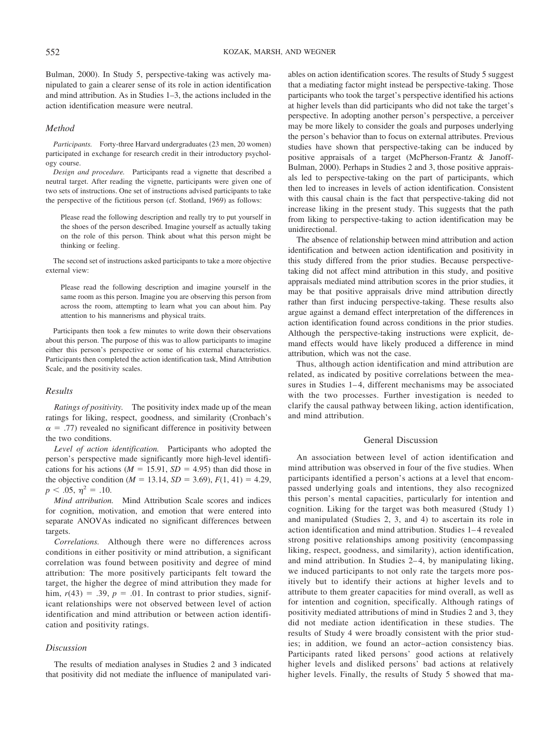Bulman, 2000). In Study 5, perspective-taking was actively manipulated to gain a clearer sense of its role in action identification and mind attribution. As in Studies 1–3, the actions included in the action identification measure were neutral.

### Method

*Participants.* Forty-three Harvard undergraduates (23 men, 20 women) participated in exchange for research credit in their introductory psychology course.

*Design and procedure.* Participants read a vignette that described a neutral target. After reading the vignette, participants were given one of two sets of instructions. One set of instructions advised participants to take the perspective of the fictitious person (cf. Stotland, 1969) as follows:

> Please read the following description and really try to put yourself in the shoes of the person described. Imagine yourself as actually taking on the role of this person. Think about what this person might be thinking or feeling.

The second set of instructions asked participants to take a more objective external view:

> Please read the following description and imagine yourself in the same room as this person. Imagine you are observing this person from across the room, attempting to learn what you can about him. Pay attention to his mannerisms and physical traits.

Participants then took a few minutes to write down their observations about this person. The purpose of this was to allow participants to imagine either this person's perspective or some of his external characteristics. Participants then completed the action identification task, Mind Attribution Scale, and the positivity scales.

### Results

*Ratings of positivity.* The positivity index made up of the mean ratings for liking, respect, goodness, and similarity (Cronbach's $\alpha = .77$) revealed no significant difference in positivity between the two conditions.

*Level of action identification.* Participants who adopted the person's perspective made significantly more high-level identifications for his actions ($M = 15.91$, $SD = 4.95$) than did those in the objective condition ($M = 13.14$, $SD = 3.69$), $F(1, 41) = 4.29$, $p < .05$, $\eta^2 = .10$.

*Mind attribution.* Mind Attribution Scale scores and indices for cognition, motivation, and emotion that were entered into separate ANOVAs indicated no significant differences between targets.

*Correlations.* Although there were no differences across conditions in either positivity or mind attribution, a significant correlation was found between positivity and degree of mind attribution: The more positively participants felt toward the target, the higher the degree of mind attribution they made for him, $r(43) = .39$, $p = .01$. In contrast to prior studies, significant relationships were not observed between level of action identification and mind attribution or between action identification and positivity ratings.

### Discussion

The results of mediation analyses in Studies 2 and 3 indicated that positivity did not mediate the influence of manipulated variables on action identification scores. The results of Study 5 suggest that a mediating factor might instead be perspective-taking. Those participants who took the target's perspective identified his actions at higher levels than did participants who did not take the target's perspective. In adopting another person's perspective, a perceiver may be more likely to consider the goals and purposes underlying the person's behavior than to focus on external attributes. Previous studies have shown that perspective-taking can be induced by positive appraisals of a target (McPherson-Frantz & Janoff-Bulman, 2000). Perhaps in Studies 2 and 3, those positive appraisals led to perspective-taking on the part of participants, which then led to increases in levels of action identification. Consistent with this causal chain is the fact that perspective-taking did not increase liking in the present study. This suggests that the path from liking to perspective-taking to action identification may be unidirectional.

The absence of relationship between mind attribution and action identification and between action identification and positivity in this study differed from the prior studies. Because perspective-taking did not affect mind attribution in this study, and positive appraisals mediated mind attribution scores in the prior studies, it may be that positive appraisals drive mind attribution directly rather than first inducing perspective-taking. These results also argue against a demand effect interpretation of the differences in action identification found across conditions in the prior studies. Although the perspective-taking instructions were explicit, demand effects would have likely produced a difference in mind attribution, which was not the case.

Thus, although action identification and mind attribution are related, as indicated by positive correlations between the measures in Studies 1–4, different mechanisms may be associated with the two processes. Further investigation is needed to clarify the causal pathway between liking, action identification, and mind attribution.

## General Discussion

An association between level of action identification and mind attribution was observed in four of the five studies. When participants identified a person's actions at a level that encompassed underlying goals and intentions, they also recognized this person's mental capacities, particularly for intention and cognition. Liking for the target was both measured (Study 1) and manipulated (Studies 2, 3, and 4) to ascertain its role in action identification and mind attribution. Studies 1–4 revealed strong positive relationships among positivity (encompassing liking, respect, goodness, and similarity), action identification, and mind attribution. In Studies 2–4, by manipulating liking, we induced participants to not only rate the targets more positively but to identify their actions at higher levels and to attribute to them greater capacities for mind overall, as well as for intention and cognition, specifically. Although ratings of positivity mediated attributions of mind in Studies 2 and 3, they did not mediate action identification in these studies. The results of Study 4 were broadly consistent with the prior studies; in addition, we found an actor–action consistency bias. Participants rated liked persons' good actions at relatively higher levels and disliked persons' bad actions at relatively higher levels. Finally, the results of Study 5 showed that ma-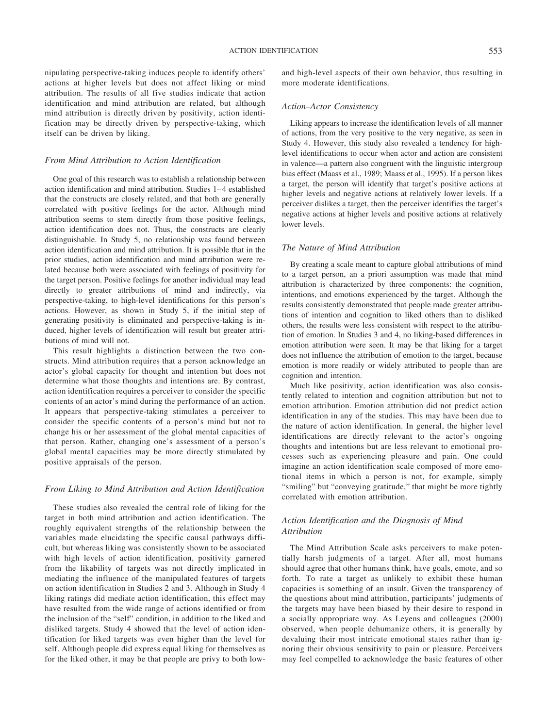nipulating perspective-taking induces people to identify others' actions at higher levels but does not affect liking or mind attribution. The results of all five studies indicate that action identification and mind attribution are related, but although mind attribution is directly driven by positivity, action identification may be directly driven by perspective-taking, which itself can be driven by liking.

### From Mind Attribution to Action Identification

One goal of this research was to establish a relationship between action identification and mind attribution. Studies 1–4 established that the constructs are closely related, and that both are generally correlated with positive feelings for the actor. Although mind attribution seems to stem directly from those positive feelings, action identification does not. Thus, the constructs are clearly distinguishable. In Study 5, no relationship was found between action identification and mind attribution. It is possible that in the prior studies, action identification and mind attribution were related because both were associated with feelings of positivity for the target person. Positive feelings for another individual may lead directly to greater attributions of mind and indirectly, via perspective-taking, to high-level identifications for this person's actions. However, as shown in Study 5, if the initial step of generating positivity is eliminated and perspective-taking is induced, higher levels of identification will result but greater attributions of mind will not.

This result highlights a distinction between the two constructs. Mind attribution requires that a person acknowledge an actor's global capacity for thought and intention but does not determine what those thoughts and intentions are. By contrast, action identification requires a perceiver to consider the specific contents of an actor's mind during the performance of an action. It appears that perspective-taking stimulates a perceiver to consider the specific contents of a person's mind but not to change his or her assessment of the global mental capacities of that person. Rather, changing one's assessment of a person's global mental capacities may be more directly stimulated by positive appraisals of the person.

### From Liking to Mind Attribution and Action Identification

These studies also revealed the central role of liking for the target in both mind attribution and action identification. The roughly equivalent strengths of the relationship between the variables made elucidating the specific causal pathways difficult, but whereas liking was consistently shown to be associated with high levels of action identification, positivity garnered from the likability of targets was not directly implicated in mediating the influence of the manipulated features of targets on action identification in Studies 2 and 3. Although in Study 4 liking ratings did mediate action identification, this effect may have resulted from the wide range of actions identified or from the inclusion of the "self" condition, in addition to the liked and disliked targets. Study 4 showed that the level of action identification for liked targets was even higher than the level for self. Although people did express equal liking for themselves as for the liked other, it may be that people are privy to both low- and high-level aspects of their own behavior, thus resulting in more moderate identifications.

### Action–Actor Consistency

Liking appears to increase the identification levels of all manner of actions, from the very positive to the very negative, as seen in Study 4. However, this study also revealed a tendency for high-level identifications to occur when actor and action are consistent in valence—a pattern also congruent with the linguistic intergroup bias effect (Maass et al., 1989; Maass et al., 1995). If a person likes a target, the person will identify that target's positive actions at higher levels and negative actions at relatively lower levels. If a perceiver dislikes a target, then the perceiver identifies the target's negative actions at higher levels and positive actions at relatively lower levels.

### The Nature of Mind Attribution

By creating a scale meant to capture global attributions of mind to a target person, an a priori assumption was made that mind attribution is characterized by three components: the cognition, intentions, and emotions experienced by the target. Although the results consistently demonstrated that people made greater attributions of intention and cognition to liked others than to disliked others, the results were less consistent with respect to the attribution of emotion. In Studies 3 and 4, no liking-based differences in emotion attribution were seen. It may be that liking for a target does not influence the attribution of emotion to the target, because emotion is more readily or widely attributed to people than are cognition and intention.

Much like positivity, action identification was also consistently related to intention and cognition attribution but not to emotion attribution. Emotion attribution did not predict action identification in any of the studies. This may have been due to the nature of action identification. In general, the higher level identifications are directly relevant to the actor's ongoing thoughts and intentions but are less relevant to emotional processes such as experiencing pleasure and pain. One could imagine an action identification scale composed of more emotional items in which a person is not, for example, simply "smiling" but "conveying gratitude," that might be more tightly correlated with emotion attribution.

### Action Identification and the Diagnosis of Mind Attribution

The Mind Attribution Scale asks perceivers to make potentially harsh judgments of a target. After all, most humans should agree that other humans think, have goals, emote, and so forth. To rate a target as unlikely to exhibit these human capacities is something of an insult. Given the transparency of the questions about mind attribution, participants' judgments of the targets may have been biased by their desire to respond in a socially appropriate way. As Leyens and colleagues (2000) observed, when people dehumanize others, it is generally by devaluing their most intricate emotional states rather than ignoring their obvious sensitivity to pain or pleasure. Perceivers may feel compelled to acknowledge the basic features of other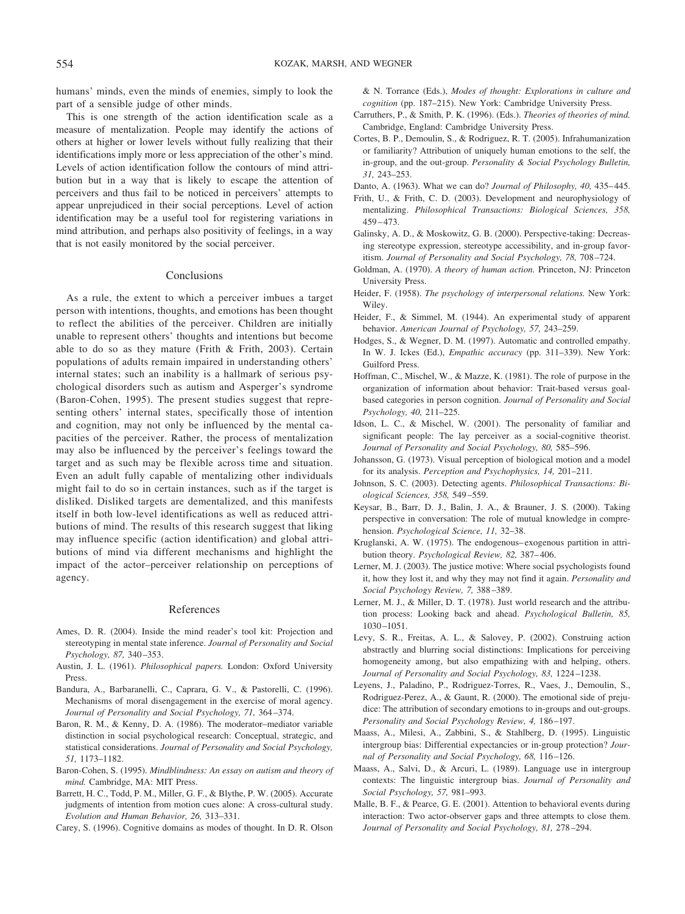humans' minds, even the minds of enemies, simply to look the part of a sensible judge of other minds.

This is one strength of the action identification scale as a measure of mentalization. People may identify the actions of others at higher or lower levels without fully realizing that their identifications imply more or less appreciation of the other's mind. Levels of action identification follow the contours of mind attribution but in a way that is likely to escape the attention of perceivers and thus fail to be noticed in perceivers' attempts to appear unprejudiced in their social perceptions. Level of action identification may be a useful tool for registering variations in mind attribution, and perhaps also positivity of feelings, in a way that is not easily monitored by the social perceiver.

## Conclusions

As a rule, the extent to which a perceiver imbues a target person with intentions, thoughts, and emotions has been thought to reflect the abilities of the perceiver. Children are initially unable to represent others' thoughts and intentions but become able to do so as they mature (Frith & Frith, 2003). Certain populations of adults remain impaired in understanding others' internal states; such an inability is a hallmark of serious psychological disorders such as autism and Asperger's syndrome (Baron-Cohen, 1995). The present studies suggest that representing others' internal states, specifically those of intention and cognition, may not only be influenced by the mental capacities of the perceiver. Rather, the process of mentalization may also be influenced by the perceiver's feelings toward the target and as such may be flexible across time and situation. Even an adult fully capable of mentalizing other individuals might fail to do so in certain instances, such as if the target is disliked. Disliked targets are dementalized, and this manifests itself in both low-level identifications as well as reduced attributions of mind. The results of this research suggest that liking may influence specific (action identification) and global attributions of mind via different mechanisms and highlight the impact of the actor–perceiver relationship on perceptions of agency.

## References

Ames, D. R. (2004). Inside the mind reader's tool kit: Projection and stereotyping in mental state inference. *Journal of Personality and Social Psychology, 87,* 340–353.

Austin, J. L. (1961). *Philosophical papers.* London: Oxford University Press.

Bandura, A., Barbaranelli, C., Caprara, G. V., & Pastorelli, C. (1996). Mechanisms of moral disengagement in the exercise of moral agency. *Journal of Personality and Social Psychology, 71,* 364–374.

Baron, R. M., & Kenny, D. A. (1986). The moderator–mediator variable distinction in social psychological research: Conceptual, strategic, and statistical considerations. *Journal of Personality and Social Psychology, 51,* 1173–1182.

Baron-Cohen, S. (1995). *Mindblindness: An essay on autism and theory of mind.* Cambridge, MA: MIT Press.

Barrett, H. C., Todd, P. M., Miller, G. F., & Blythe, P. W. (2005). Accurate judgments of intention from motion cues alone: A cross-cultural study. *Evolution and Human Behavior, 26,* 313–331.

Carey, S. (1996). Cognitive domains as modes of thought. In D. R. Olson & N. Torrance (Eds.), *Modes of thought: Explorations in culture and cognition* (pp. 187–215). New York: Cambridge University Press.

Carruthers, P., & Smith, P. K. (1996). (Eds.). *Theories of theories of mind.* Cambridge, England: Cambridge University Press.

Cortes, B. P., Demoulin, S., & Rodriguez, R. T. (2005). Infrahumanization or familiarity? Attribution of uniquely human emotions to the self, the in-group, and the out-group. *Personality & Social Psychology Bulletin, 31,* 243–253.

Danto, A. (1963). What we can do? *Journal of Philosophy, 40,* 435–445.

Frith, U., & Frith, C. D. (2003). Development and neurophysiology of mentalizing. *Philosophical Transactions: Biological Sciences, 358,* 459–473.

Galinsky, A. D., & Moskowitz, G. B. (2000). Perspective-taking: Decreasing stereotype expression, stereotype accessibility, and in-group favoritism. *Journal of Personality and Social Psychology, 78,* 708–724.

Goldman, A. (1970). *A theory of human action.* Princeton, NJ: Princeton University Press.

Heider, F. (1958). *The psychology of interpersonal relations.* New York: Wiley.

Heider, F., & Simmel, M. (1944). An experimental study of apparent behavior. *American Journal of Psychology, 57,* 243–259.

Hodges, S., & Wegner, D. M. (1997). Automatic and controlled empathy. In W. J. Ickes (Ed.), *Empathic accuracy* (pp. 311–339). New York: Guilford Press.

Hoffman, C., Mischel, W., & Mazze, K. (1981). The role of purpose in the organization of information about behavior: Trait-based versus goal-based categories in person cognition. *Journal of Personality and Social Psychology, 40,* 211–225.

Idson, L. C., & Mischel, W. (2001). The personality of familiar and significant people: The lay perceiver as a social-cognitive theorist. *Journal of Personality and Social Psychology, 80,* 585–596.

Johansson, G. (1973). Visual perception of biological motion and a model for its analysis. *Perception and Psychophysics, 14,* 201–211.

Johnson, S. C. (2003). Detecting agents. *Philosophical Transactions: Biological Sciences, 358,* 549–559.

Keysar, B., Barr, D. J., Balin, J. A., & Brauner, J. S. (2000). Taking perspective in conversation: The role of mutual knowledge in comprehension. *Psychological Science, 11,* 32–38.

Kruglanski, A. W. (1975). The endogenous–exogenous partition in attribution theory. *Psychological Review, 82,* 387–406.

Lerner, M. J. (2003). The justice motive: Where social psychologists found it, how they lost it, and why they may not find it again. *Personality and Social Psychology Review, 7,* 388–389.

Lerner, M. J., & Miller, D. T. (1978). Just world research and the attribution process: Looking back and ahead. *Psychological Bulletin, 85,* 1030–1051.

Levy, S. R., Freitas, A. L., & Salovey, P. (2002). Construing action abstractly and blurring social distinctions: Implications for perceiving homogeneity among, but also empathizing with and helping, others. *Journal of Personality and Social Psychology, 83,* 1224–1238.

Leyens, J., Paladino, P., Rodriguez-Torres, R., Vaes, J., Demoulin, S., Rodriguez-Perez, A., & Gaunt, R. (2000). The emotional side of prejudice: The attribution of secondary emotions to in-groups and out-groups. *Personality and Social Psychology Review, 4,* 186–197.

Maass, A., Milesi, A., Zabbini, S., & Stahlberg, D. (1995). Linguistic intergroup bias: Differential expectancies or in-group protection? *Journal of Personality and Social Psychology, 68,* 116–126.

Maass, A., Salvi, D., & Arcuri, L. (1989). Language use in intergroup contexts: The linguistic intergroup bias. *Journal of Personality and Social Psychology, 57,* 981–993.

Malle, B. F., & Pearce, G. E. (2001). Attention to behavioral events during interaction: Two actor-observer gaps and three attempts to close them. *Journal of Personality and Social Psychology, 81,* 278–294.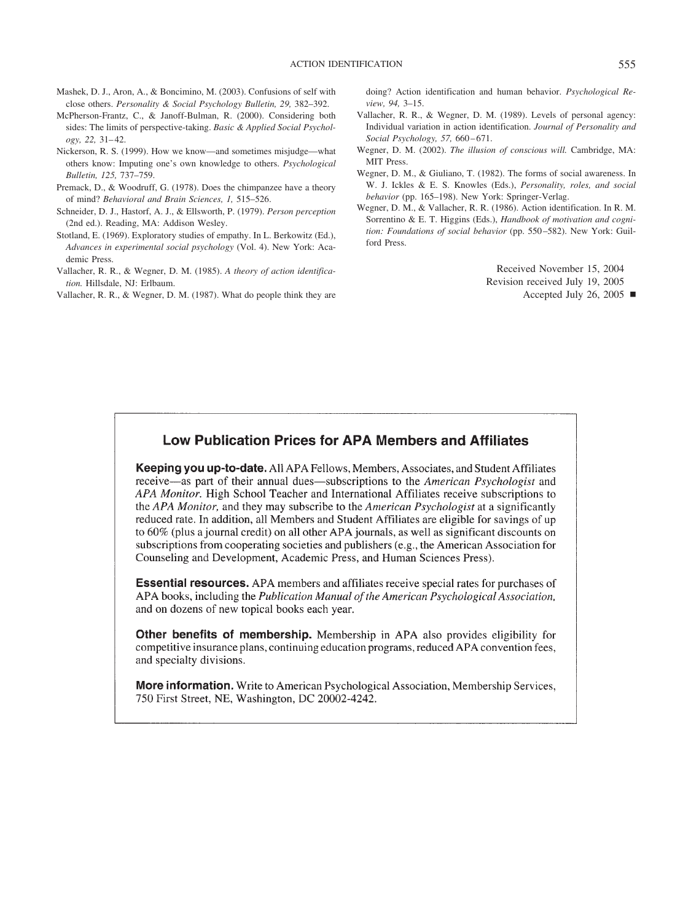Mashek, D. J., Aron, A., & Boncimino, M. (2003). Confusions of self with close others. *Personality & Social Psychology Bulletin, 29,* 382–392.

McPherson-Frantz, C., & Janoff-Bulman, R. (2000). Considering both sides: The limits of perspective-taking. *Basic & Applied Social Psychology, 22,* 31–42.

Nickerson, R. S. (1999). How we know—and sometimes misjudge—what others know: Imputing one's own knowledge to others. *Psychological Bulletin, 125,* 737–759.

Premack, D., & Woodruff, G. (1978). Does the chimpanzee have a theory of mind? *Behavioral and Brain Sciences, 1,* 515–526.

Schneider, D. J., Hastorf, A. J., & Ellsworth, P. (1979). *Person perception* (2nd ed.). Reading, MA: Addison Wesley.

Stotland, E. (1969). Exploratory studies of empathy. In L. Berkowitz (Ed.), *Advances in experimental social psychology* (Vol. 4). New York: Academic Press.

Vallacher, R. R., & Wegner, D. M. (1985). *A theory of action identification.* Hillsdale, NJ: Erlbaum.

Vallacher, R. R., & Wegner, D. M. (1987). What do people think they are doing? Action identification and human behavior. *Psychological Review, 94,* 3–15.

Vallacher, R. R., & Wegner, D. M. (1989). Levels of personal agency: Individual variation in action identification. *Journal of Personality and Social Psychology, 57,* 660–671.

Wegner, D. M. (2002). *The illusion of conscious will.* Cambridge, MA: MIT Press.

Wegner, D. M., & Giuliano, T. (1982). The forms of social awareness. In W. J. Ickles & E. S. Knowles (Eds.), *Personality, roles, and social behavior* (pp. 165–198). New York: Springer-Verlag.

Wegner, D. M., & Vallacher, R. R. (1986). Action identification. In R. M. Sorrentino & E. T. Higgins (Eds.), *Handbook of motivation and cognition: Foundations of social behavior* (pp. 550–582). New York: Guilford Press.

Received November 15, 2004
Revision received July 19, 2005
Accepted July 26, 2005 ■

## Low Publication Prices for APA Members and Affiliates

**Keeping you up-to-date.** All APA Fellows, Members, Associates, and Student Affiliates receive—as part of their annual dues—subscriptions to the *American Psychologist* and *APA Monitor.* High School Teacher and International Affiliates receive subscriptions to the *APA Monitor,* and they may subscribe to the *American Psychologist* at a significantly reduced rate. In addition, all Members and Student Affiliates are eligible for savings of up to 60% (plus a journal credit) on all other APA journals, as well as significant discounts on subscriptions from cooperating societies and publishers (e.g., the American Association for Counseling and Development, Academic Press, and Human Sciences Press).

**Essential resources.** APA members and affiliates receive special rates for purchases of APA books, including the *Publication Manual of the American Psychological Association,* and on dozens of new topical books each year.

**Other benefits of membership.** Membership in APA also provides eligibility for competitive insurance plans, continuing education programs, reduced APA convention fees, and specialty divisions.

**More information.** Write to American Psychological Association, Membership Services, 750 First Street, NE, Washington, DC 20002-4242.